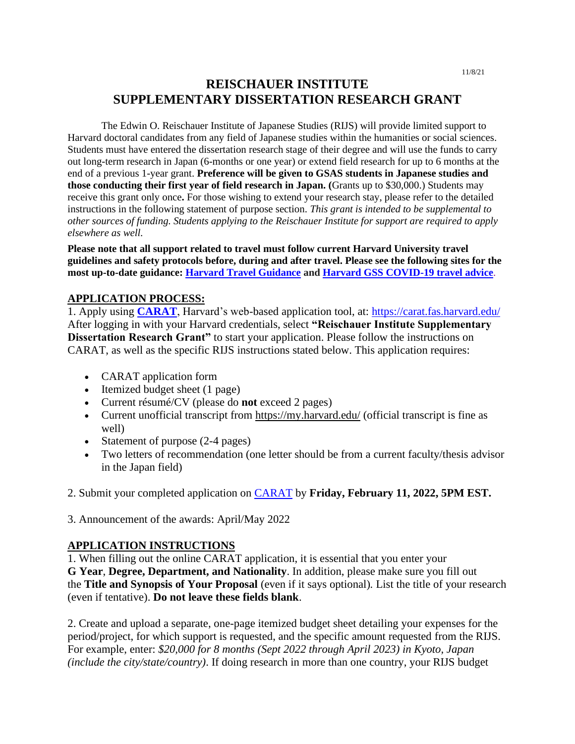11/8/21

# REISCHAUER INSTITUTE SUPPLEMENTARY DISSERTATION RESEARCH GRANT

The Edwin O. Reischauer Institute of Japanese Studies (RIJS) will provide limited support to Harvard doctoral candidates from any field of Japanese studies within the humanities or social sciences. Students must have entered the dissertation research stage of their degree and will use the funds to carry out long-term research in Japan (6-months or one year) or extend field research for up to 6 months at the end of a previous 1-year grant. **Preference will be given to GSAS students in Japanese studies and those conducting their first year of field research in Japan. (**Grants up to $30,000.) Students may receive this grant only once**.** For those wishing to extend your research stay, please refer to the detailed instructions in the following statement of purpose section. *This grant is intended to be supplemental to other sources of funding. Students applying to the Reischauer Institute for support are required to apply elsewhere as well.*

**Please note that all support related to travel must follow current Harvard University travel guidelines and safety protocols before, during and after travel. Please see the following sites for the most up-to-date guidance: Harvard Travel Guidance and Harvard GSS COVID-19 travel advice**.

## APPLICATION PROCESS:

1. Apply using **CARAT**, Harvard's web-based application tool, at: https://carat.fas.harvard.edu/ After logging in with your Harvard credentials, select **"Reischauer Institute Supplementary Dissertation Research Grant"** to start your application. Please follow the instructions on CARAT, as well as the specific RIJS instructions stated below. This application requires:

- CARAT application form
- Itemized budget sheet (1 page)
- Current résumé/CV (please do **not** exceed 2 pages)
- Current unofficial transcript from https://my.harvard.edu/ (official transcript is fine as well)
- Statement of purpose (2-4 pages)
- Two letters of recommendation (one letter should be from a current faculty/thesis advisor in the Japan field)

2. Submit your completed application on CARAT by **Friday, February 11, 2022, 5PM EST.**

3. Announcement of the awards: April/May 2022

## APPLICATION INSTRUCTIONS

1. When filling out the online CARAT application, it is essential that you enter your **G Year**, **Degree, Department, and Nationality**. In addition, please make sure you fill out the **Title and Synopsis of Your Proposal** (even if it says optional). List the title of your research (even if tentative). **Do not leave these fields blank**.

2. Create and upload a separate, one-page itemized budget sheet detailing your expenses for the period/project, for which support is requested, and the specific amount requested from the RIJS. For example, enter: *$20,000 for 8 months (Sept 2022 through April 2023) in Kyoto, Japan (include the city/state/country)*. If doing research in more than one country, your RIJS budget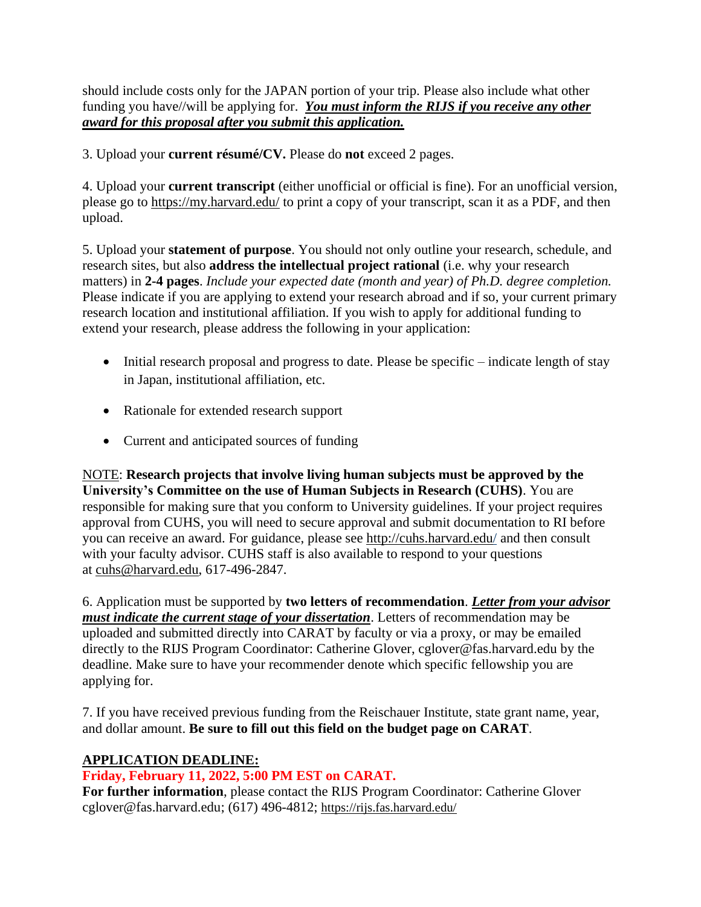should include costs only for the JAPAN portion of your trip. Please also include what other funding you have//will be applying for. ***You must inform the RIJS if you receive any other award for this proposal after you submit this application.***

3. Upload your **current résumé/CV.** Please do **not** exceed 2 pages.

4. Upload your **current transcript** (either unofficial or official is fine). For an unofficial version, please go to https://my.harvard.edu/ to print a copy of your transcript, scan it as a PDF, and then upload.

5. Upload your **statement of purpose**. You should not only outline your research, schedule, and research sites, but also **address the intellectual project rational** (i.e. why your research matters) in **2-4 pages**. *Include your expected date (month and year) of Ph.D. degree completion.* Please indicate if you are applying to extend your research abroad and if so, your current primary research location and institutional affiliation. If you wish to apply for additional funding to extend your research, please address the following in your application:

- Initial research proposal and progress to date. Please be specific – indicate length of stay in Japan, institutional affiliation, etc.
- Rationale for extended research support
- Current and anticipated sources of funding

NOTE: **Research projects that involve living human subjects must be approved by the University's Committee on the use of Human Subjects in Research (CUHS)**. You are responsible for making sure that you conform to University guidelines. If your project requires approval from CUHS, you will need to secure approval and submit documentation to RI before you can receive an award. For guidance, please see http://cuhs.harvard.edu/ and then consult with your faculty advisor. CUHS staff is also available to respond to your questions at cuhs@harvard.edu, 617-496-2847.

6. Application must be supported by **two letters of recommendation**. ***Letter from your advisor must indicate the current stage of your dissertation***. Letters of recommendation may be uploaded and submitted directly into CARAT by faculty or via a proxy, or may be emailed directly to the RIJS Program Coordinator: Catherine Glover, cglover@fas.harvard.edu by the deadline. Make sure to have your recommender denote which specific fellowship you are applying for.

7. If you have received previous funding from the Reischauer Institute, state grant name, year, and dollar amount. **Be sure to fill out this field on the budget page on CARAT**.

**APPLICATION DEADLINE:**
**Friday, February 11, 2022, 5:00 PM EST on CARAT.**
**For further information**, please contact the RIJS Program Coordinator: Catherine Glover cglover@fas.harvard.edu; (617) 496-4812; https://rijs.fas.harvard.edu/